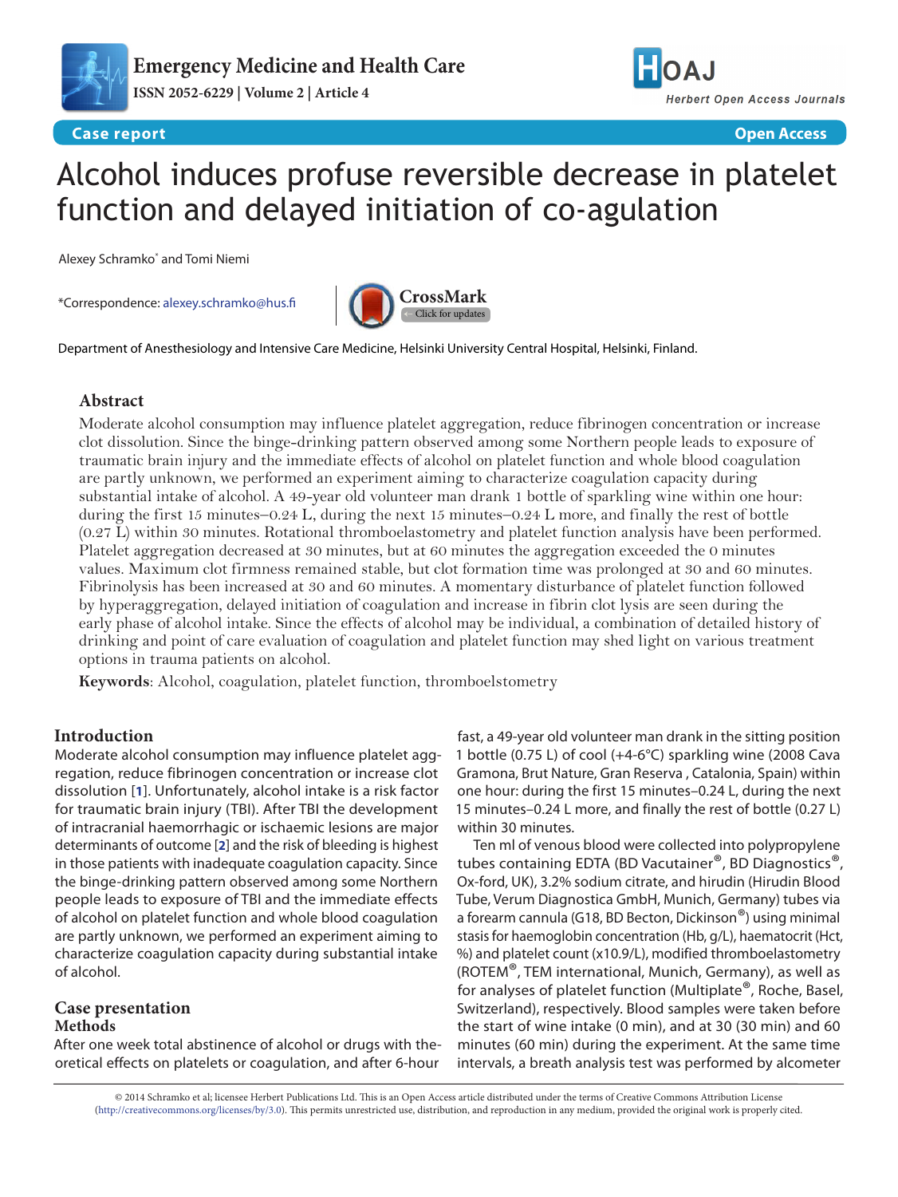Case report | Open Access

# Alcohol induces profuse reversible decrease in platelet function and delayed initiation of co-agulation

Alexey Schramko* and Tomi Niemi

*Correspondence: alexey.schramko@hus.fi

Department of Anesthesiology and Intensive Care Medicine, Helsinki University Central Hospital, Helsinki, Finland.

## Abstract

Moderate alcohol consumption may influence platelet aggregation, reduce fibrinogen concentration or increase clot dissolution. Since the binge-drinking pattern observed among some Northern people leads to exposure of traumatic brain injury and the immediate effects of alcohol on platelet function and whole blood coagulation are partly unknown, we performed an experiment aiming to characterize coagulation capacity during substantial intake of alcohol. A 49-year old volunteer man drank 1 bottle of sparkling wine within one hour: during the first 15 minutes–0.24 L, during the next 15 minutes–0.24 L more, and finally the rest of bottle (0.27 L) within 30 minutes. Rotational thromboelastometry and platelet function analysis have been performed. Platelet aggregation decreased at 30 minutes, but at 60 minutes the aggregation exceeded the 0 minutes values. Maximum clot firmness remained stable, but clot formation time was prolonged at 30 and 60 minutes. Fibrinolysis has been increased at 30 and 60 minutes. A momentary disturbance of platelet function followed by hyperaggregation, delayed initiation of coagulation and increase in fibrin clot lysis are seen during the early phase of alcohol intake. Since the effects of alcohol may be individual, a combination of detailed history of drinking and point of care evaluation of coagulation and platelet function may shed light on various treatment options in trauma patients on alcohol.

**Keywords**: Alcohol, coagulation, platelet function, thromboelstometry

## Introduction

Moderate alcohol consumption may influence platelet aggregation, reduce fibrinogen concentration or increase clot dissolution [1]. Unfortunately, alcohol intake is a risk factor for traumatic brain injury (TBI). After TBI the development of intracranial haemorrhagic or ischaemic lesions are major determinants of outcome [2] and the risk of bleeding is highest in those patients with inadequate coagulation capacity. Since the binge-drinking pattern observed among some Northern people leads to exposure of TBI and the immediate effects of alcohol on platelet function and whole blood coagulation are partly unknown, we performed an experiment aiming to characterize coagulation capacity during substantial intake of alcohol.

## Case presentation

### Methods

After one week total abstinence of alcohol or drugs with theoretical effects on platelets or coagulation, and after 6-hour fast, a 49-year old volunteer man drank in the sitting position 1 bottle (0.75 L) of cool (+4-6°C) sparkling wine (2008 Cava Gramona, Brut Nature, Gran Reserva , Catalonia, Spain) within one hour: during the first 15 minutes–0.24 L, during the next 15 minutes–0.24 L more, and finally the rest of bottle (0.27 L) within 30 minutes.

Ten ml of venous blood were collected into polypropylene tubes containing EDTA (BD Vacutainer®, BD Diagnostics®, Ox-ford, UK), 3.2% sodium citrate, and hirudin (Hirudin Blood Tube, Verum Diagnostica GmbH, Munich, Germany) tubes via a forearm cannula (G18, BD Becton, Dickinson®) using minimal stasis for haemoglobin concentration (Hb, g/L), haematocrit (Hct, %) and platelet count (x10.9/L), modified thromboelastometry (ROTEM®, TEM international, Munich, Germany), as well as for analyses of platelet function (Multiplate®, Roche, Basel, Switzerland), respectively. Blood samples were taken before the start of wine intake (0 min), and at 30 (30 min) and 60 minutes (60 min) during the experiment. At the same time intervals, a breath analysis test was performed by alcometer

© 2014 Schramko et al; licensee Herbert Publications Ltd. This is an Open Access article distributed under the terms of Creative Commons Attribution License (http://creativecommons.org/licenses/by/3.0). This permits unrestricted use, distribution, and reproduction in any medium, provided the original work is properly cited.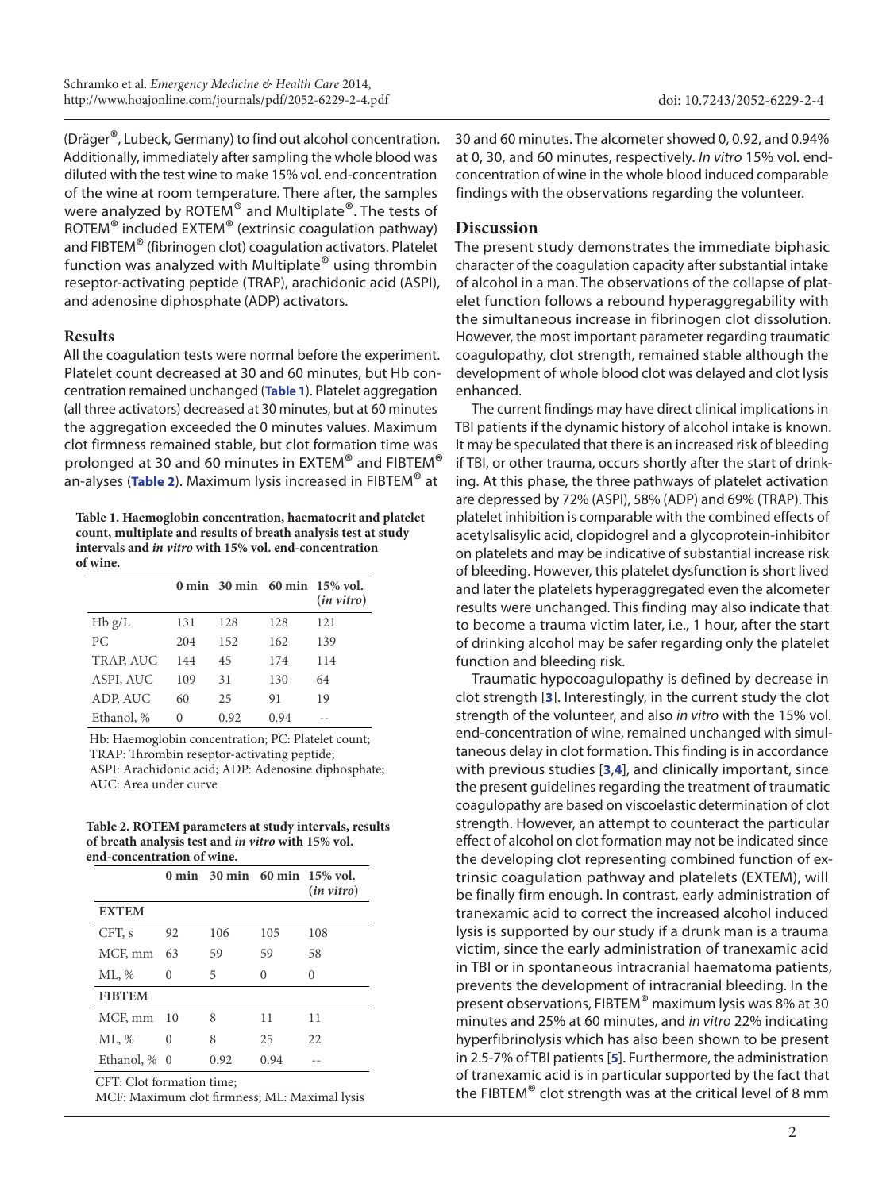(Dräger®, Lubeck, Germany) to find out alcohol concentration. Additionally, immediately after sampling the whole blood was diluted with the test wine to make 15% vol. end-concentration of the wine at room temperature. There after, the samples were analyzed by ROTEM® and Multiplate®. The tests of ROTEM® included EXTEM® (extrinsic coagulation pathway) and FIBTEM® (fibrinogen clot) coagulation activators. Platelet function was analyzed with Multiplate® using thrombin reseptor-activating peptide (TRAP), arachidonic acid (ASPI), and adenosine diphosphate (ADP) activators.

## Results

All the coagulation tests were normal before the experiment. Platelet count decreased at 30 and 60 minutes, but Hb concentration remained unchanged (**Table 1**). Platelet aggregation (all three activators) decreased at 30 minutes, but at 60 minutes the aggregation exceeded the 0 minutes values. Maximum clot firmness remained stable, but clot formation time was prolonged at 30 and 60 minutes in EXTEM® and FIBTEM® an-alyses (**Table 2**). Maximum lysis increased in FIBTEM® at 30 and 60 minutes. The alcometer showed 0, 0.92, and 0.94% at 0, 30, and 60 minutes, respectively. *In vitro* 15% vol. end-concentration of wine in the whole blood induced comparable findings with the observations regarding the volunteer.

**Table 1. Haemoglobin concentration, haematocrit and platelet count, multiplate and results of breath analysis test at study intervals and *in vitro* with 15% vol. end-concentration of wine.**

| | 0 min | 30 min | 60 min | 15% vol. (*in vitro*) |
|---|---|---|---|---|
| Hb g/L | 131 | 128 | 128 | 121 |
| PC | 204 | 152 | 162 | 139 |
| TRAP, AUC | 144 | 45 | 174 | 114 |
| ASPI, AUC | 109 | 31 | 130 | 64 |
| ADP, AUC | 60 | 25 | 91 | 19 |
| Ethanol, % | 0 | 0.92 | 0.94 | -- |

Hb: Haemoglobin concentration; PC: Platelet count; TRAP: Thrombin reseptor-activating peptide; ASPI: Arachidonic acid; ADP: Adenosine diphosphate; AUC: Area under curve

**Table 2. ROTEM parameters at study intervals, results of breath analysis test and *in vitro* with 15% vol. end-concentration of wine.**

| | 0 min | 30 min | 60 min | 15% vol. (*in vitro*) |
|---|---|---|---|---|
| **EXTEM** | | | | |
| CFT, s | 92 | 106 | 105 | 108 |
| MCF, mm | 63 | 59 | 59 | 58 |
| ML, % | 0 | 5 | 0 | 0 |
| **FIBTEM** | | | | |
| MCF, mm | 10 | 8 | 11 | 11 |
| ML, % | 0 | 8 | 25 | 22 |
| Ethanol, % | 0 | 0.92 | 0.94 | -- |

CFT: Clot formation time;
MCF: Maximum clot firmness; ML: Maximal lysis

## Discussion

The present study demonstrates the immediate biphasic character of the coagulation capacity after substantial intake of alcohol in a man. The observations of the collapse of platelet function follows a rebound hyperaggregability with the simultaneous increase in fibrinogen clot dissolution. However, the most important parameter regarding traumatic coagulopathy, clot strength, remained stable although the development of whole blood clot was delayed and clot lysis enhanced.

The current findings may have direct clinical implications in TBI patients if the dynamic history of alcohol intake is known. It may be speculated that there is an increased risk of bleeding if TBI, or other trauma, occurs shortly after the start of drinking. At this phase, the three pathways of platelet activation are depressed by 72% (ASPI), 58% (ADP) and 69% (TRAP). This platelet inhibition is comparable with the combined effects of acetylsalisylic acid, clopidogrel and a glycoprotein-inhibitor on platelets and may be indicative of substantial increase risk of bleeding. However, this platelet dysfunction is short lived and later the platelets hyperaggregated even the alcometer results were unchanged. This finding may also indicate that to become a trauma victim later, i.e., 1 hour, after the start of drinking alcohol may be safer regarding only the platelet function and bleeding risk.

Traumatic hypocoagulopathy is defined by decrease in clot strength [**3**]. Interestingly, in the current study the clot strength of the volunteer, and also *in vitro* with the 15% vol. end-concentration of wine, remained unchanged with simultaneous delay in clot formation. This finding is in accordance with previous studies [**3**,**4**], and clinically important, since the present guidelines regarding the treatment of traumatic coagulopathy are based on viscoelastic determination of clot strength. However, an attempt to counteract the particular effect of alcohol on clot formation may not be indicated since the developing clot representing combined function of extrinsic coagulation pathway and platelets (EXTEM), will be finally firm enough. In contrast, early administration of tranexamic acid to correct the increased alcohol induced lysis is supported by our study if a drunk man is a trauma victim, since the early administration of tranexamic acid in TBI or in spontaneous intracranial haematoma patients, prevents the development of intracranial bleeding. In the present observations, FIBTEM® maximum lysis was 8% at 30 minutes and 25% at 60 minutes, and *in vitro* 22% indicating hyperfibrinolysis which has also been shown to be present in 2.5-7% of TBI patients [**5**]. Furthermore, the administration of tranexamic acid is in particular supported by the fact that the FIBTEM® clot strength was at the critical level of 8 mm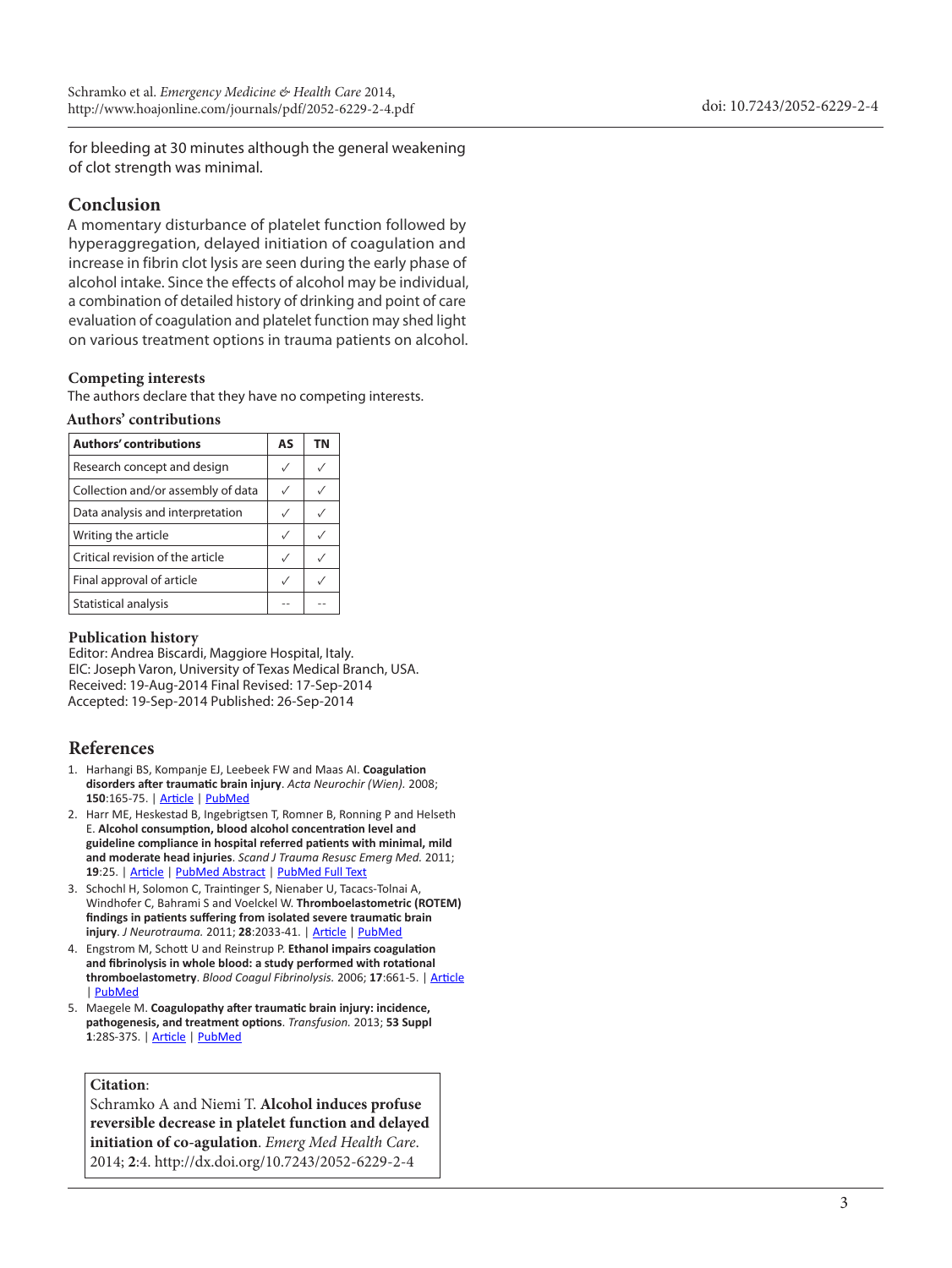for bleeding at 30 minutes although the general weakening of clot strength was minimal.

## Conclusion

A momentary disturbance of platelet function followed by hyperaggregation, delayed initiation of coagulation and increase in fibrin clot lysis are seen during the early phase of alcohol intake. Since the effects of alcohol may be individual, a combination of detailed history of drinking and point of care evaluation of coagulation and platelet function may shed light on various treatment options in trauma patients on alcohol.

### Competing interests

The authors declare that they have no competing interests.

### Authors' contributions

| Authors' contributions | AS | TN |
|---|---|---|
| Research concept and design | ✓ | ✓ |
| Collection and/or assembly of data | ✓ | ✓ |
| Data analysis and interpretation | ✓ | ✓ |
| Writing the article | ✓ | ✓ |
| Critical revision of the article | ✓ | ✓ |
| Final approval of article | ✓ | ✓ |
| Statistical analysis | -- | -- |

### Publication history

Editor: Andrea Biscardi, Maggiore Hospital, Italy.
EIC: Joseph Varon, University of Texas Medical Branch, USA.
Received: 19-Aug-2014 Final Revised: 17-Sep-2014
Accepted: 19-Sep-2014 Published: 26-Sep-2014

## References

1. Harhangi BS, Kompanje EJ, Leebeek FW and Maas AI. **Coagulation disorders after traumatic brain injury**. *Acta Neurochir (Wien).* 2008; **150**:165-75. | Article | PubMed
2. Harr ME, Heskestad B, Ingebrigtsen T, Romner B, Ronning P and Helseth E. **Alcohol consumption, blood alcohol concentration level and guideline compliance in hospital referred patients with minimal, mild and moderate head injuries**. *Scand J Trauma Resusc Emerg Med.* 2011; **19**:25. | Article | PubMed Abstract | PubMed Full Text
3. Schochl H, Solomon C, Traintinger S, Nienaber U, Tacacs-Tolnai A, Windhofer C, Bahrami S and Voelckel W. **Thromboelastometric (ROTEM) findings in patients suffering from isolated severe traumatic brain injury**. *J Neurotrauma.* 2011; **28**:2033-41. | Article | PubMed
4. Engstrom M, Schott U and Reinstrup P. **Ethanol impairs coagulation and fibrinolysis in whole blood: a study performed with rotational thromboelastometry**. *Blood Coagul Fibrinolysis.* 2006; **17**:661-5. | Article | PubMed
5. Maegele M. **Coagulopathy after traumatic brain injury: incidence, pathogenesis, and treatment options**. *Transfusion.* 2013; **53 Suppl 1**:28S-37S. | Article | PubMed

**Citation**:
Schramko A and Niemi T. **Alcohol induces profuse reversible decrease in platelet function and delayed initiation of co-agulation**. *Emerg Med Health Care.* 2014; **2**:4. http://dx.doi.org/10.7243/2052-6229-2-4